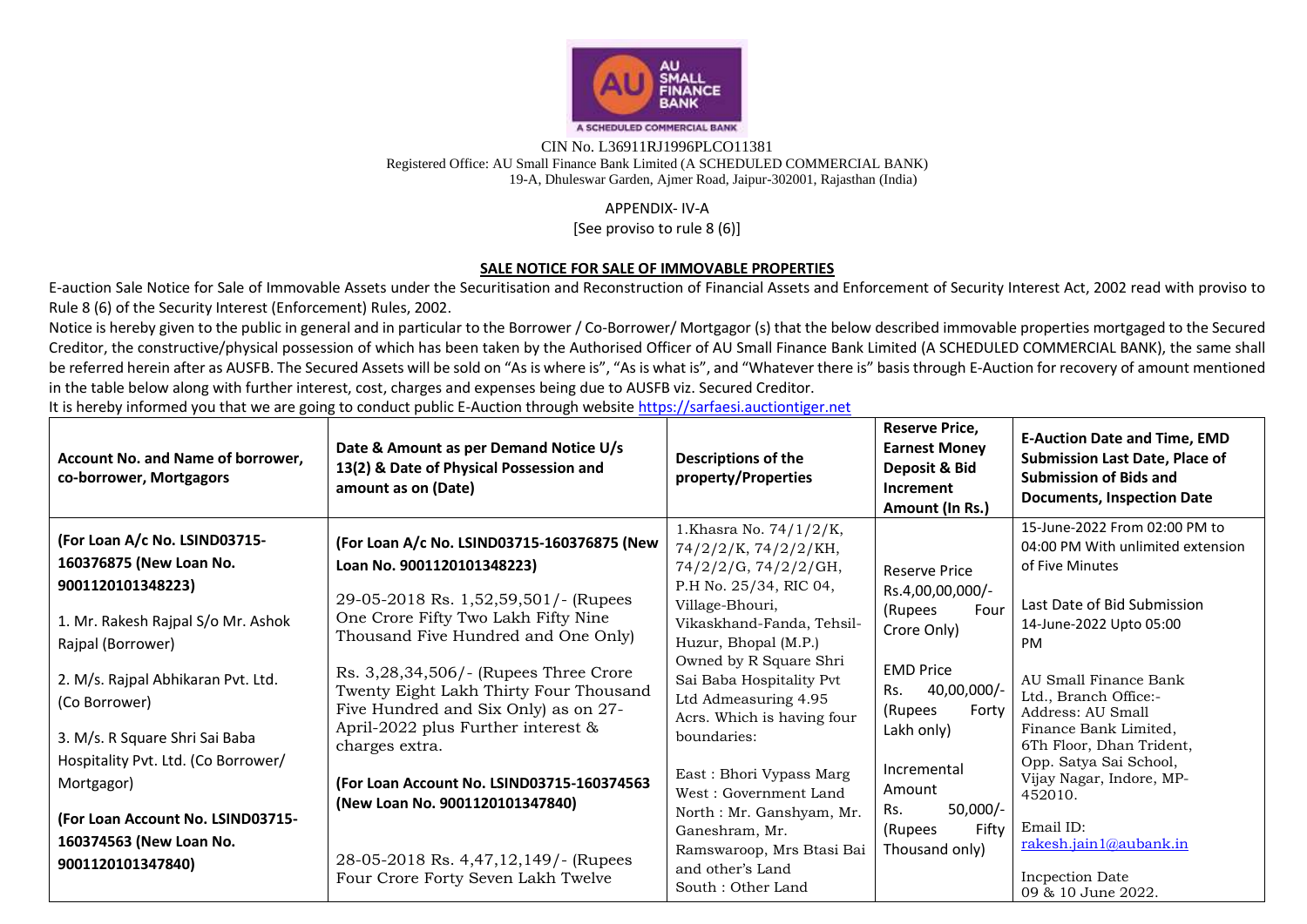AU SMALL FINANCE BANK

A SCHEDULED COMMERCIAL BANK

CIN No. L36911RJ1996PLCO11381

Registered Office: AU Small Finance Bank Limited (A SCHEDULED COMMERCIAL BANK)
19-A, Dhuleswar Garden, Ajmer Road, Jaipur-302001, Rajasthan (India)

APPENDIX- IV-A
[See proviso to rule 8 (6)]

**SALE NOTICE FOR SALE OF IMMOVABLE PROPERTIES**

E-auction Sale Notice for Sale of Immovable Assets under the Securitisation and Reconstruction of Financial Assets and Enforcement of Security Interest Act, 2002 read with proviso to Rule 8 (6) of the Security Interest (Enforcement) Rules, 2002.

Notice is hereby given to the public in general and in particular to the Borrower / Co-Borrower/ Mortgagor (s) that the below described immovable properties mortgaged to the Secured Creditor, the constructive/physical possession of which has been taken by the Authorised Officer of AU Small Finance Bank Limited (A SCHEDULED COMMERCIAL BANK), the same shall be referred herein after as AUSFB. The Secured Assets will be sold on "As is where is", "As is what is", and "Whatever there is" basis through E-Auction for recovery of amount mentioned in the table below along with further interest, cost, charges and expenses being due to AUSFB viz. Secured Creditor.

It is hereby informed you that we are going to conduct public E-Auction through website https://sarfaesi.auctiontiger.net

| Account No. and Name of borrower, co-borrower, Mortgagors | Date & Amount as per Demand Notice U/s 13(2) & Date of Physical Possession and amount as on (Date) | Descriptions of the property/Properties | Reserve Price, Earnest Money Deposit & Bid Increment Amount (In Rs.) | E-Auction Date and Time, EMD Submission Last Date, Place of Submission of Bids and Documents, Inspection Date |
|---|---|---|---|---|
| **(For Loan A/c No. LSIND03715-160376875 (New Loan No. 9001120101348223)**<br><br>1. Mr. Rakesh Rajpal S/o Mr. Ashok Rajpal (Borrower)<br><br>2. M/s. Rajpal Abhikaran Pvt. Ltd. (Co Borrower)<br><br>3. M/s. R Square Shri Sai Baba Hospitality Pvt. Ltd. (Co Borrower/ Mortgagor)<br><br>**(For Loan Account No. LSIND03715-160374563 (New Loan No. 9001120101347840)** | **(For Loan A/c No. LSIND03715-160376875 (New Loan No. 9001120101348223)**<br><br>29-05-2018 Rs. 1,52,59,501/- (Rupees One Crore Fifty Two Lakh Fifty Nine Thousand Five Hundred and One Only)<br><br>Rs. 3,28,34,506/- (Rupees Three Crore Twenty Eight Lakh Thirty Four Thousand Five Hundred and Six Only) as on 27-April-2022 plus Further interest & charges extra.<br><br>**(For Loan Account No. LSIND03715-160374563 (New Loan No. 9001120101347840)**<br><br>28-05-2018 Rs. 4,47,12,149/- (Rupees Four Crore Forty Seven Lakh Twelve | 1.Khasra No. 74/1/2/K, 74/2/2/K, 74/2/2/KH, 74/2/2/G, 74/2/2/GH, P.H No. 25/34, RIC 04, Village-Bhouri, Vikaskhand-Fanda, Tehsil-Huzur, Bhopal (M.P.) Owned by R Square Shri Sai Baba Hospitality Pvt Ltd Admeasuring 4.95 Acrs. Which is having four boundaries:<br><br>East : Bhori Vypass Marg<br>West : Government Land<br>North : Mr. Ganshyam, Mr. Ganeshram, Mr. Ramswaroop, Mrs Btasi Bai and other's Land<br>South : Other Land | Reserve Price Rs.4,00,00,000/- (Rupees Four Crore Only)<br><br>EMD Price Rs. 40,00,000/- (Rupees Forty Lakh only)<br><br>Incremental Amount Rs. 50,000/- (Rupees Fifty Thousand only) | 15-June-2022 From 02:00 PM to 04:00 PM With unlimited extension of Five Minutes<br><br>Last Date of Bid Submission 14-June-2022 Upto 05:00 PM<br><br>AU Small Finance Bank Ltd., Branch Office:- Address: AU Small Finance Bank Limited, 6Th Floor, Dhan Trident, Opp. Satya Sai School, Vijay Nagar, Indore, MP-452010.<br><br>Email ID: rakesh.jain1@aubank.in<br><br>Incpection Date 09 & 10 June 2022. |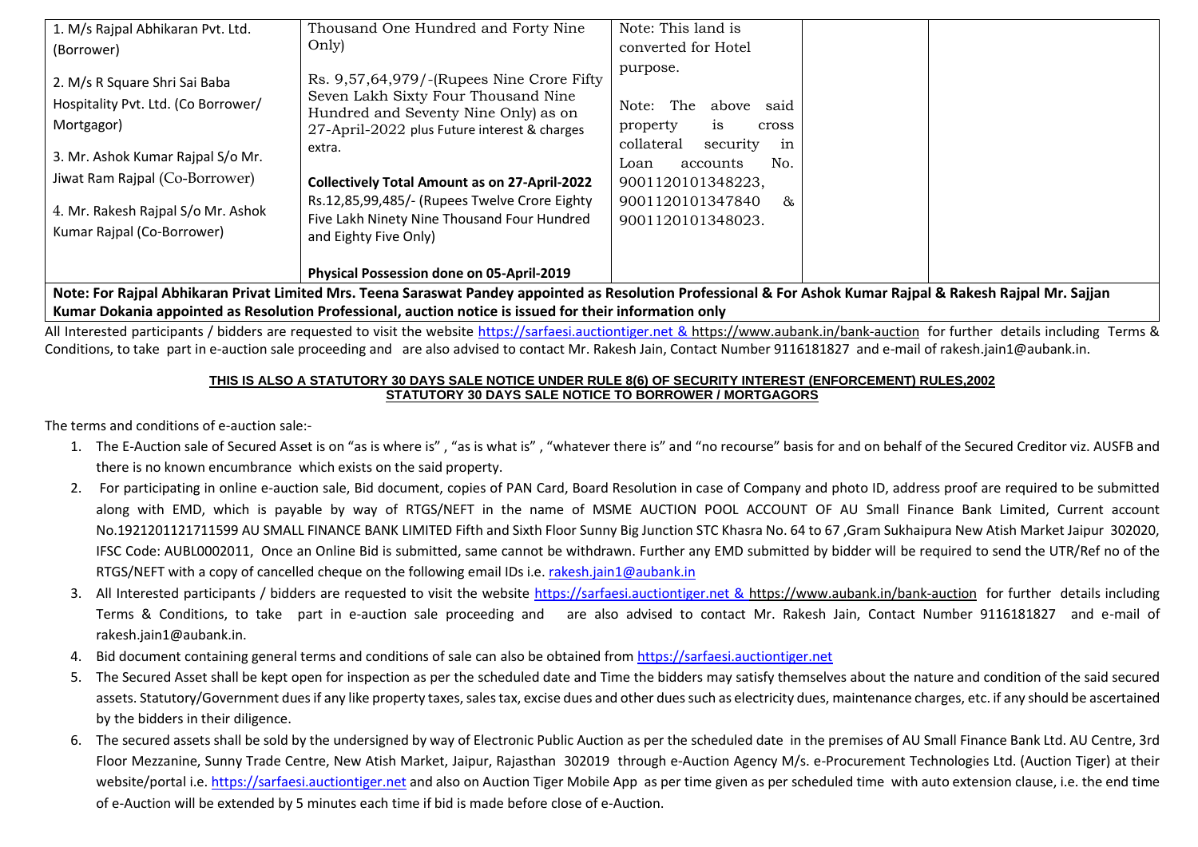| | | | | |
|---|---|---|---|---|
| 1. M/s Rajpal Abhikaran Pvt. Ltd. (Borrower)<br><br>2. M/s R Square Shri Sai Baba Hospitality Pvt. Ltd. (Co Borrower/ Mortgagor)<br><br>3. Mr. Ashok Kumar Rajpal S/o Mr. Jiwat Ram Rajpal (Co-Borrower)<br><br>4. Mr. Rakesh Rajpal S/o Mr. Ashok Kumar Rajpal (Co-Borrower) | Thousand One Hundred and Forty Nine Only)<br><br>Rs. 9,57,64,979/-(Rupees Nine Crore Fifty Seven Lakh Sixty Four Thousand Nine Hundred and Seventy Nine Only) as on 27-April-2022 plus Future interest & charges extra.<br><br>**Collectively Total Amount as on 27-April-2022** Rs.12,85,99,485/- (Rupees Twelve Crore Eighty Five Lakh Ninety Nine Thousand Four Hundred and Eighty Five Only)<br><br>**Physical Possession done on 05-April-2019** | Note: This land is converted for Hotel purpose.<br><br>Note: The above said property is cross collateral security in Loan accounts No. 9001120101348223, 9001120101347840 & 9001120101348023. | | |
| **Note: For Rajpal Abhikaran Privat Limited Mrs. Teena Saraswat Pandey appointed as Resolution Professional & For Ashok Kumar Rajpal & Rakesh Rajpal Mr. Sajjan Kumar Dokania appointed as Resolution Professional, auction notice is issued for their information only** | | | | |

All Interested participants / bidders are requested to visit the website https://sarfaesi.auctiontiger.net & https://www.aubank.in/bank-auction for further details including Terms & Conditions, to take part in e-auction sale proceeding and are also advised to contact Mr. Rakesh Jain, Contact Number 9116181827 and e-mail of rakesh.jain1@aubank.in.

**THIS IS ALSO A STATUTORY 30 DAYS SALE NOTICE UNDER RULE 8(6) OF SECURITY INTEREST (ENFORCEMENT) RULES,2002**
**STATUTORY 30 DAYS SALE NOTICE TO BORROWER / MORTGAGORS**

The terms and conditions of e-auction sale:-

1. The E-Auction sale of Secured Asset is on "as is where is" , "as is what is" , "whatever there is" and "no recourse" basis for and on behalf of the Secured Creditor viz. AUSFB and there is no known encumbrance which exists on the said property.
2. For participating in online e-auction sale, Bid document, copies of PAN Card, Board Resolution in case of Company and photo ID, address proof are required to be submitted along with EMD, which is payable by way of RTGS/NEFT in the name of MSME AUCTION POOL ACCOUNT OF AU Small Finance Bank Limited, Current account No.1921201121711599 AU SMALL FINANCE BANK LIMITED Fifth and Sixth Floor Sunny Big Junction STC Khasra No. 64 to 67 ,Gram Sukhaipura New Atish Market Jaipur 302020, IFSC Code: AUBL0002011, Once an Online Bid is submitted, same cannot be withdrawn. Further any EMD submitted by bidder will be required to send the UTR/Ref no of the RTGS/NEFT with a copy of cancelled cheque on the following email IDs i.e. rakesh.jain1@aubank.in
3. All Interested participants / bidders are requested to visit the website https://sarfaesi.auctiontiger.net & https://www.aubank.in/bank-auction for further details including Terms & Conditions, to take part in e-auction sale proceeding and are also advised to contact Mr. Rakesh Jain, Contact Number 9116181827 and e-mail of rakesh.jain1@aubank.in.
4. Bid document containing general terms and conditions of sale can also be obtained from https://sarfaesi.auctiontiger.net
5. The Secured Asset shall be kept open for inspection as per the scheduled date and Time the bidders may satisfy themselves about the nature and condition of the said secured assets. Statutory/Government dues if any like property taxes, sales tax, excise dues and other dues such as electricity dues, maintenance charges, etc. if any should be ascertained by the bidders in their diligence.
6. The secured assets shall be sold by the undersigned by way of Electronic Public Auction as per the scheduled date in the premises of AU Small Finance Bank Ltd. AU Centre, 3rd Floor Mezzanine, Sunny Trade Centre, New Atish Market, Jaipur, Rajasthan 302019 through e-Auction Agency M/s. e-Procurement Technologies Ltd. (Auction Tiger) at their website/portal i.e. https://sarfaesi.auctiontiger.net and also on Auction Tiger Mobile App as per time given as per scheduled time with auto extension clause, i.e. the end time of e-Auction will be extended by 5 minutes each time if bid is made before close of e-Auction.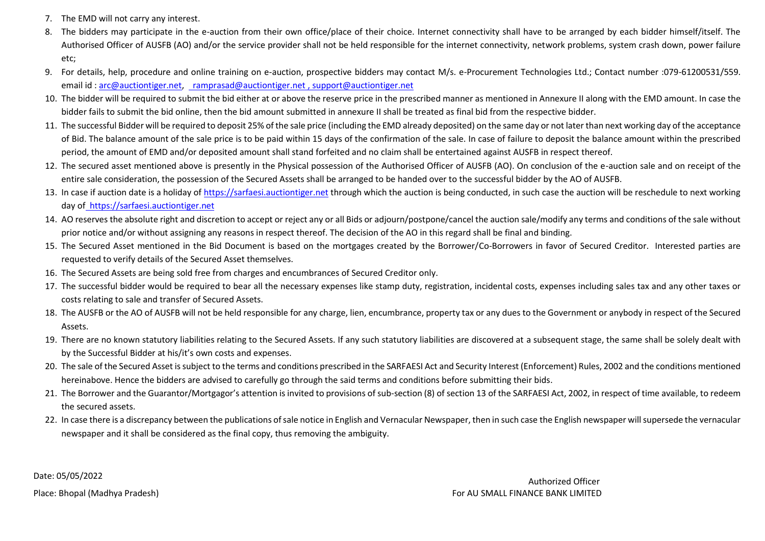7. The EMD will not carry any interest.
8. The bidders may participate in the e-auction from their own office/place of their choice. Internet connectivity shall have to be arranged by each bidder himself/itself. The Authorised Officer of AUSFB (AO) and/or the service provider shall not be held responsible for the internet connectivity, network problems, system crash down, power failure etc;
9. For details, help, procedure and online training on e-auction, prospective bidders may contact M/s. e-Procurement Technologies Ltd.; Contact number :079-61200531/559. email id : arc@auctiontiger.net, ramprasad@auctiontiger.net , support@auctiontiger.net
10. The bidder will be required to submit the bid either at or above the reserve price in the prescribed manner as mentioned in Annexure II along with the EMD amount. In case the bidder fails to submit the bid online, then the bid amount submitted in annexure II shall be treated as final bid from the respective bidder.
11. The successful Bidder will be required to deposit 25% of the sale price (including the EMD already deposited) on the same day or not later than next working day of the acceptance of Bid. The balance amount of the sale price is to be paid within 15 days of the confirmation of the sale. In case of failure to deposit the balance amount within the prescribed period, the amount of EMD and/or deposited amount shall stand forfeited and no claim shall be entertained against AUSFB in respect thereof.
12. The secured asset mentioned above is presently in the Physical possession of the Authorised Officer of AUSFB (AO). On conclusion of the e-auction sale and on receipt of the entire sale consideration, the possession of the Secured Assets shall be arranged to be handed over to the successful bidder by the AO of AUSFB.
13. In case if auction date is a holiday of https://sarfaesi.auctiontiger.net through which the auction is being conducted, in such case the auction will be reschedule to next working day of https://sarfaesi.auctiontiger.net
14. AO reserves the absolute right and discretion to accept or reject any or all Bids or adjourn/postpone/cancel the auction sale/modify any terms and conditions of the sale without prior notice and/or without assigning any reasons in respect thereof. The decision of the AO in this regard shall be final and binding.
15. The Secured Asset mentioned in the Bid Document is based on the mortgages created by the Borrower/Co-Borrowers in favor of Secured Creditor. Interested parties are requested to verify details of the Secured Asset themselves.
16. The Secured Assets are being sold free from charges and encumbrances of Secured Creditor only.
17. The successful bidder would be required to bear all the necessary expenses like stamp duty, registration, incidental costs, expenses including sales tax and any other taxes or costs relating to sale and transfer of Secured Assets.
18. The AUSFB or the AO of AUSFB will not be held responsible for any charge, lien, encumbrance, property tax or any dues to the Government or anybody in respect of the Secured Assets.
19. There are no known statutory liabilities relating to the Secured Assets. If any such statutory liabilities are discovered at a subsequent stage, the same shall be solely dealt with by the Successful Bidder at his/it's own costs and expenses.
20. The sale of the Secured Asset is subject to the terms and conditions prescribed in the SARFAESI Act and Security Interest (Enforcement) Rules, 2002 and the conditions mentioned hereinabove. Hence the bidders are advised to carefully go through the said terms and conditions before submitting their bids.
21. The Borrower and the Guarantor/Mortgagor's attention is invited to provisions of sub-section (8) of section 13 of the SARFAESI Act, 2002, in respect of time available, to redeem the secured assets.
22. In case there is a discrepancy between the publications of sale notice in English and Vernacular Newspaper, then in such case the English newspaper will supersede the vernacular newspaper and it shall be considered as the final copy, thus removing the ambiguity.

Date: 05/05/2022

Place: Bhopal (Madhya Pradesh)

Authorized Officer
For AU SMALL FINANCE BANK LIMITED